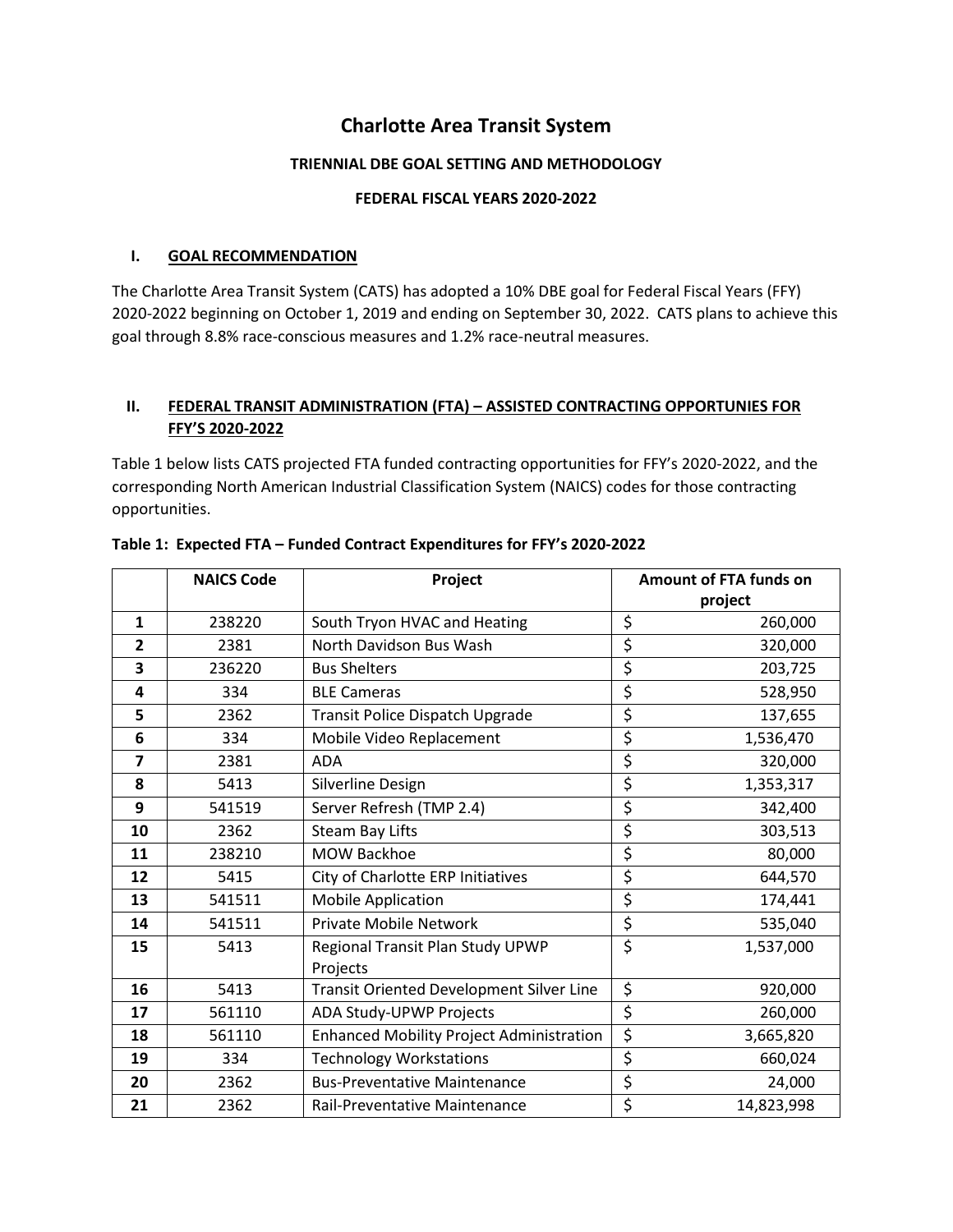# Charlotte Area Transit System

### TRIENNIAL DBE GOAL SETTING AND METHODOLOGY

### FEDERAL FISCAL YEARS 2020-2022

## I. GOAL RECOMMENDATION

The Charlotte Area Transit System (CATS) has adopted a 10% DBE goal for Federal Fiscal Years (FFY) 2020-2022 beginning on October 1, 2019 and ending on September 30, 2022. CATS plans to achieve this goal through 8.8% race-conscious measures and 1.2% race-neutral measures.

## II. FEDERAL TRANSIT ADMINISTRATION (FTA) – ASSISTED CONTRACTING OPPORTUNIES FOR FFY'S 2020-2022

Table 1 below lists CATS projected FTA funded contracting opportunities for FFY's 2020-2022, and the corresponding North American Industrial Classification System (NAICS) codes for those contracting opportunities.

**Table 1: Expected FTA – Funded Contract Expenditures for FFY's 2020-2022**

| | NAICS Code | Project | Amount of FTA funds on project |
|---|---|---|---|
| 1 | 238220 | South Tryon HVAC and Heating | $ 260,000 |
| 2 | 2381 | North Davidson Bus Wash | $ 320,000 |
| 3 | 236220 | Bus Shelters | $ 203,725 |
| 4 | 334 | BLE Cameras | $ 528,950 |
| 5 | 2362 | Transit Police Dispatch Upgrade | $ 137,655 |
| 6 | 334 | Mobile Video Replacement | $ 1,536,470 |
| 7 | 2381 | ADA | $ 320,000 |
| 8 | 5413 | Silverline Design | $ 1,353,317 |
| 9 | 541519 | Server Refresh (TMP 2.4) | $ 342,400 |
| 10 | 2362 | Steam Bay Lifts | $ 303,513 |
| 11 | 238210 | MOW Backhoe | $ 80,000 |
| 12 | 5415 | City of Charlotte ERP Initiatives | $ 644,570 |
| 13 | 541511 | Mobile Application | $ 174,441 |
| 14 | 541511 | Private Mobile Network | $ 535,040 |
| 15 | 5413 | Regional Transit Plan Study UPWP Projects | $ 1,537,000 |
| 16 | 5413 | Transit Oriented Development Silver Line | $ 920,000 |
| 17 | 561110 | ADA Study-UPWP Projects | $ 260,000 |
| 18 | 561110 | Enhanced Mobility Project Administration | $ 3,665,820 |
| 19 | 334 | Technology Workstations | $ 660,024 |
| 20 | 2362 | Bus-Preventative Maintenance | $ 24,000 |
| 21 | 2362 | Rail-Preventative Maintenance | $ 14,823,998 |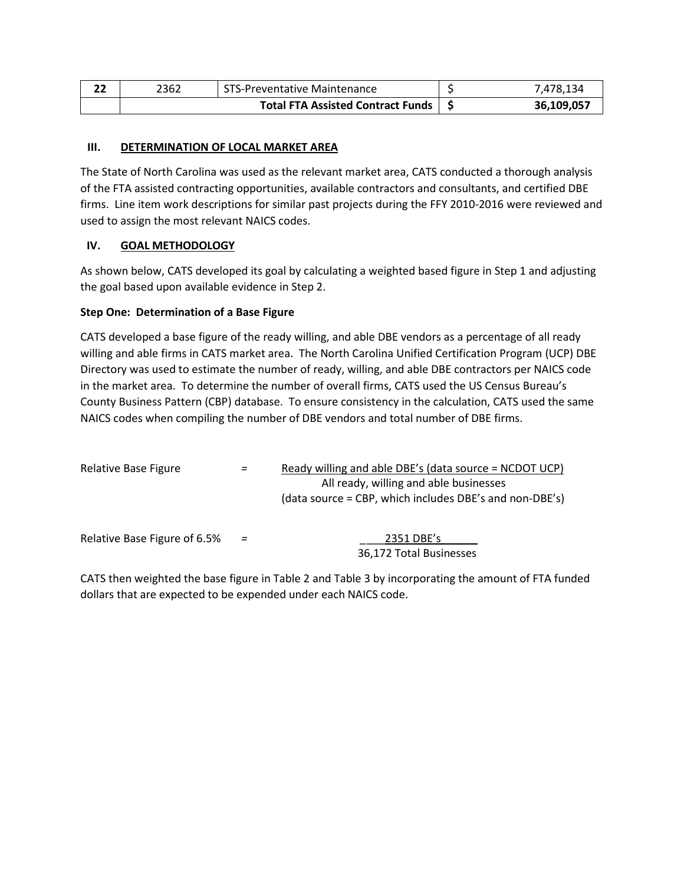| 22 | 2362 | STS-Preventative Maintenance | $ | 7,478,134 |
|---|---|---|---|---|
| | | **Total FTA Assisted Contract Funds** | **$** | **36,109,057** |

## III. DETERMINATION OF LOCAL MARKET AREA

The State of North Carolina was used as the relevant market area, CATS conducted a thorough analysis of the FTA assisted contracting opportunities, available contractors and consultants, and certified DBE firms. Line item work descriptions for similar past projects during the FFY 2010-2016 were reviewed and used to assign the most relevant NAICS codes.

## IV. GOAL METHODOLOGY

As shown below, CATS developed its goal by calculating a weighted based figure in Step 1 and adjusting the goal based upon available evidence in Step 2.

### Step One: Determination of a Base Figure

CATS developed a base figure of the ready willing, and able DBE vendors as a percentage of all ready willing and able firms in CATS market area. The North Carolina Unified Certification Program (UCP) DBE Directory was used to estimate the number of ready, willing, and able DBE contractors per NAICS code in the market area. To determine the number of overall firms, CATS used the US Census Bureau's County Business Pattern (CBP) database. To ensure consistency in the calculation, CATS used the same NAICS codes when compiling the number of DBE vendors and total number of DBE firms.

$$\text{Relative Base Figure} = \frac{\text{Ready willing and able DBE's (data source = NCDOT UCP)}}{\text{All ready, willing and able businesses (data source = CBP, which includes DBE's and non-DBE's)}}$$

$$\text{Relative Base Figure of 6.5\%} = \frac{\text{2351 DBE's}}{\text{36,172 Total Businesses}}$$

CATS then weighted the base figure in Table 2 and Table 3 by incorporating the amount of FTA funded dollars that are expected to be expended under each NAICS code.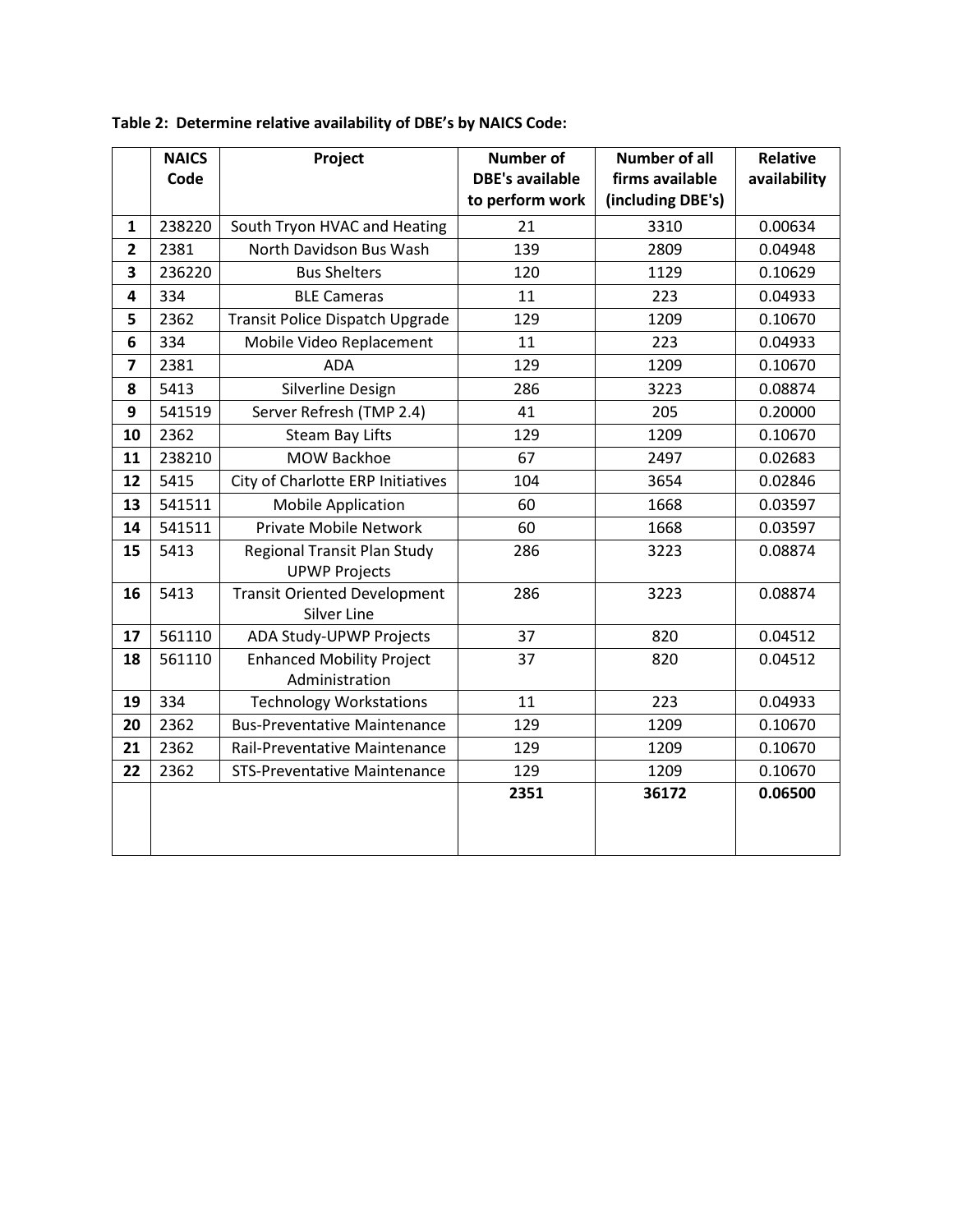**Table 2: Determine relative availability of DBE's by NAICS Code:**

| | NAICS Code | Project | Number of DBE's available to perform work | Number of all firms available (including DBE's) | Relative availability |
|---|---|---|---|---|---|
| **1** | 238220 | South Tryon HVAC and Heating | 21 | 3310 | 0.00634 |
| **2** | 2381 | North Davidson Bus Wash | 139 | 2809 | 0.04948 |
| **3** | 236220 | Bus Shelters | 120 | 1129 | 0.10629 |
| **4** | 334 | BLE Cameras | 11 | 223 | 0.04933 |
| **5** | 2362 | Transit Police Dispatch Upgrade | 129 | 1209 | 0.10670 |
| **6** | 334 | Mobile Video Replacement | 11 | 223 | 0.04933 |
| **7** | 2381 | ADA | 129 | 1209 | 0.10670 |
| **8** | 5413 | Silverline Design | 286 | 3223 | 0.08874 |
| **9** | 541519 | Server Refresh (TMP 2.4) | 41 | 205 | 0.20000 |
| **10** | 2362 | Steam Bay Lifts | 129 | 1209 | 0.10670 |
| **11** | 238210 | MOW Backhoe | 67 | 2497 | 0.02683 |
| **12** | 5415 | City of Charlotte ERP Initiatives | 104 | 3654 | 0.02846 |
| **13** | 541511 | Mobile Application | 60 | 1668 | 0.03597 |
| **14** | 541511 | Private Mobile Network | 60 | 1668 | 0.03597 |
| **15** | 5413 | Regional Transit Plan Study UPWP Projects | 286 | 3223 | 0.08874 |
| **16** | 5413 | Transit Oriented Development Silver Line | 286 | 3223 | 0.08874 |
| **17** | 561110 | ADA Study-UPWP Projects | 37 | 820 | 0.04512 |
| **18** | 561110 | Enhanced Mobility Project Administration | 37 | 820 | 0.04512 |
| **19** | 334 | Technology Workstations | 11 | 223 | 0.04933 |
| **20** | 2362 | Bus-Preventative Maintenance | 129 | 1209 | 0.10670 |
| **21** | 2362 | Rail-Preventative Maintenance | 129 | 1209 | 0.10670 |
| **22** | 2362 | STS-Preventative Maintenance | 129 | 1209 | 0.10670 |
| | | | **2351** | **36172** | **0.06500** |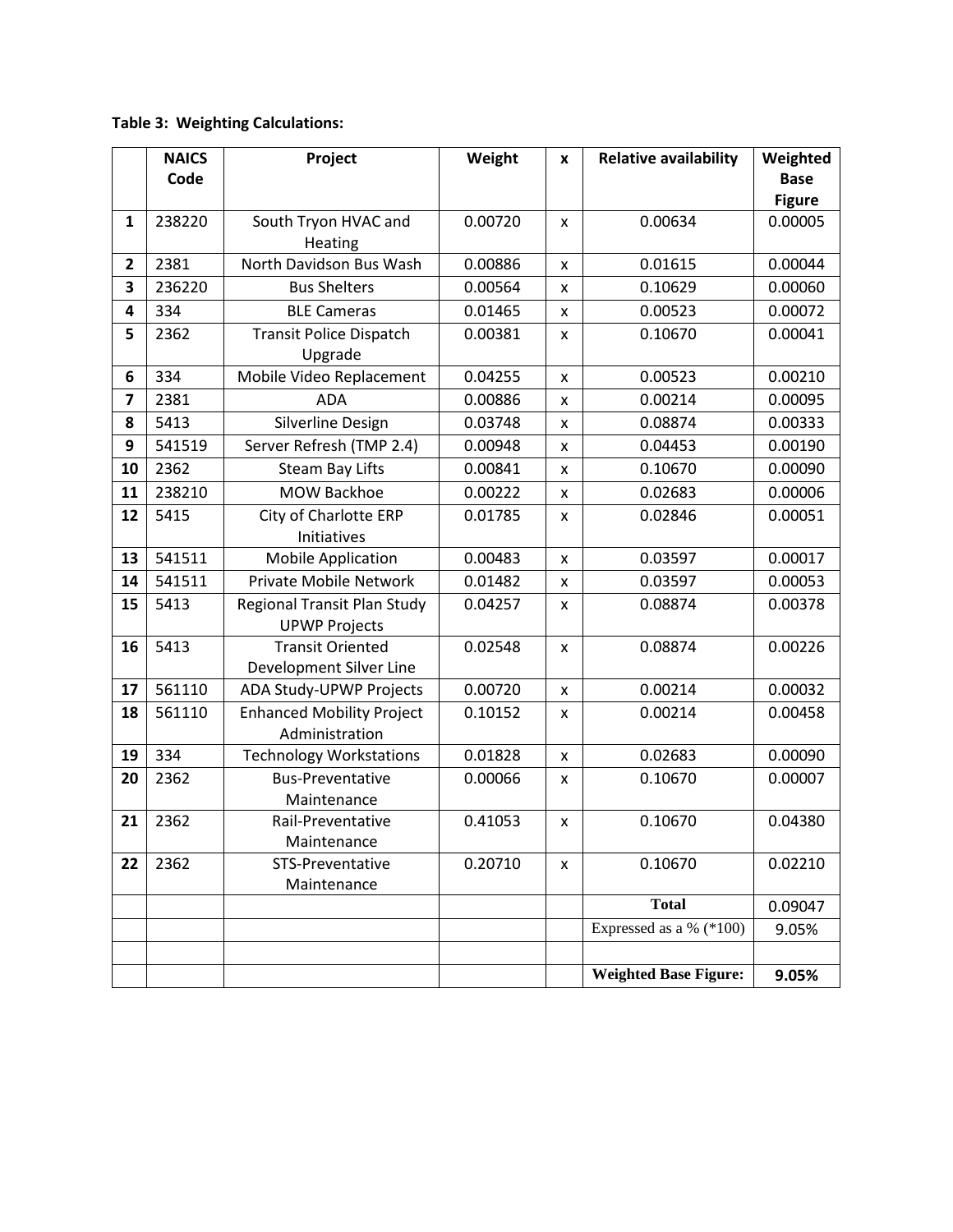**Table 3: Weighting Calculations:**

| | NAICS Code | Project | Weight | x | Relative availability | Weighted Base Figure |
|---|---|---|---|---|---|---|
| **1** | 238220 | South Tryon HVAC and Heating | 0.00720 | x | 0.00634 | 0.00005 |
| **2** | 2381 | North Davidson Bus Wash | 0.00886 | x | 0.01615 | 0.00044 |
| **3** | 236220 | Bus Shelters | 0.00564 | x | 0.10629 | 0.00060 |
| **4** | 334 | BLE Cameras | 0.01465 | x | 0.00523 | 0.00072 |
| **5** | 2362 | Transit Police Dispatch Upgrade | 0.00381 | x | 0.10670 | 0.00041 |
| **6** | 334 | Mobile Video Replacement | 0.04255 | x | 0.00523 | 0.00210 |
| **7** | 2381 | ADA | 0.00886 | x | 0.00214 | 0.00095 |
| **8** | 5413 | Silverline Design | 0.03748 | x | 0.08874 | 0.00333 |
| **9** | 541519 | Server Refresh (TMP 2.4) | 0.00948 | x | 0.04453 | 0.00190 |
| **10** | 2362 | Steam Bay Lifts | 0.00841 | x | 0.10670 | 0.00090 |
| **11** | 238210 | MOW Backhoe | 0.00222 | x | 0.02683 | 0.00006 |
| **12** | 5415 | City of Charlotte ERP Initiatives | 0.01785 | x | 0.02846 | 0.00051 |
| **13** | 541511 | Mobile Application | 0.00483 | x | 0.03597 | 0.00017 |
| **14** | 541511 | Private Mobile Network | 0.01482 | x | 0.03597 | 0.00053 |
| **15** | 5413 | Regional Transit Plan Study UPWP Projects | 0.04257 | x | 0.08874 | 0.00378 |
| **16** | 5413 | Transit Oriented Development Silver Line | 0.02548 | x | 0.08874 | 0.00226 |
| **17** | 561110 | ADA Study-UPWP Projects | 0.00720 | x | 0.00214 | 0.00032 |
| **18** | 561110 | Enhanced Mobility Project Administration | 0.10152 | x | 0.00214 | 0.00458 |
| **19** | 334 | Technology Workstations | 0.01828 | x | 0.02683 | 0.00090 |
| **20** | 2362 | Bus-Preventative Maintenance | 0.00066 | x | 0.10670 | 0.00007 |
| **21** | 2362 | Rail-Preventative Maintenance | 0.41053 | x | 0.10670 | 0.04380 |
| **22** | 2362 | STS-Preventative Maintenance | 0.20710 | x | 0.10670 | 0.02210 |
| | | | | | **Total** | 0.09047 |
| | | | | | Expressed as a % (*100) | 9.05% |
| | | | | | | |
| | | | | | **Weighted Base Figure:** | **9.05%** |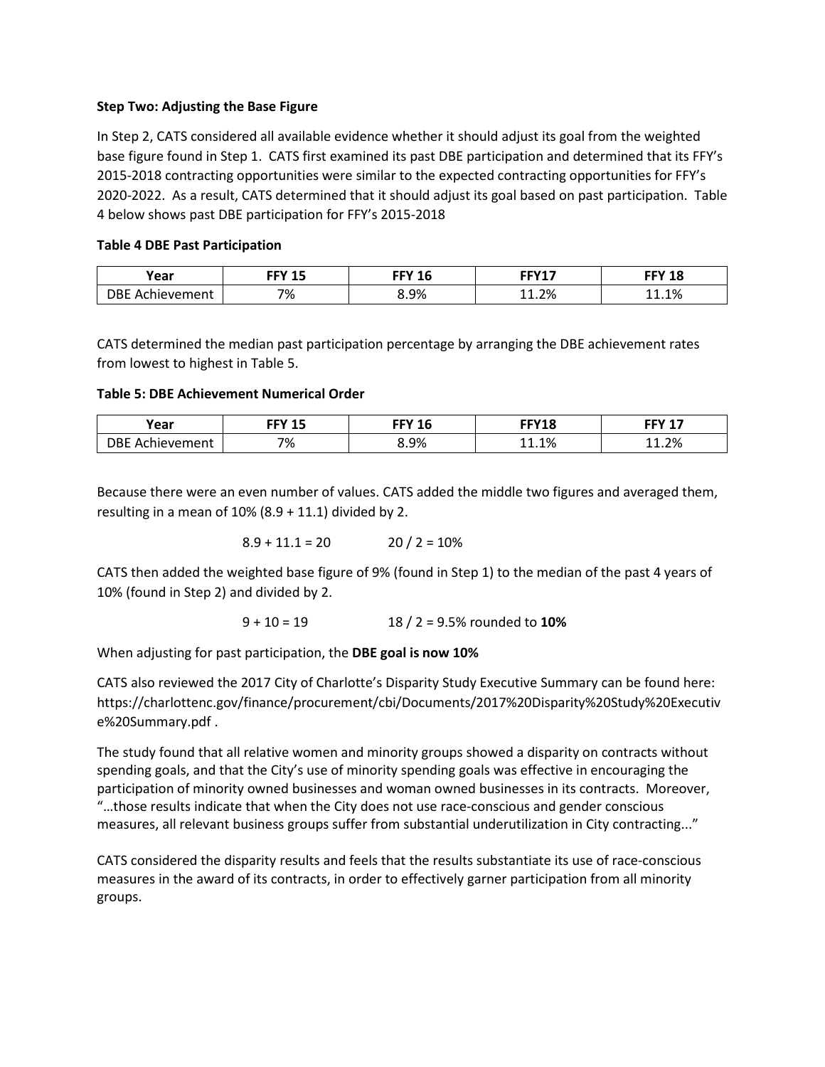**Step Two: Adjusting the Base Figure**

In Step 2, CATS considered all available evidence whether it should adjust its goal from the weighted base figure found in Step 1. CATS first examined its past DBE participation and determined that its FFY's 2015-2018 contracting opportunities were similar to the expected contracting opportunities for FFY's 2020-2022. As a result, CATS determined that it should adjust its goal based on past participation. Table 4 below shows past DBE participation for FFY's 2015-2018

**Table 4 DBE Past Participation**

| Year | FFY 15 | FFY 16 | FFY17 | FFY 18 |
|---|---|---|---|---|
| DBE Achievement | 7% | 8.9% | 11.2% | 11.1% |

CATS determined the median past participation percentage by arranging the DBE achievement rates from lowest to highest in Table 5.

**Table 5: DBE Achievement Numerical Order**

| Year | FFY 15 | FFY 16 | FFY18 | FFY 17 |
|---|---|---|---|---|
| DBE Achievement | 7% | 8.9% | 11.1% | 11.2% |

Because there were an even number of values. CATS added the middle two figures and averaged them, resulting in a mean of 10% (8.9 + 11.1) divided by 2.

8.9 + 11.1 = 20          20 / 2 = 10%

CATS then added the weighted base figure of 9% (found in Step 1) to the median of the past 4 years of 10% (found in Step 2) and divided by 2.

9 + 10 = 19          18 / 2 = 9.5% rounded to **10%**

When adjusting for past participation, the **DBE goal is now 10%**

CATS also reviewed the 2017 City of Charlotte's Disparity Study Executive Summary can be found here: https://charlottenc.gov/finance/procurement/cbi/Documents/2017%20Disparity%20Study%20Executive%20Summary.pdf .

The study found that all relative women and minority groups showed a disparity on contracts without spending goals, and that the City's use of minority spending goals was effective in encouraging the participation of minority owned businesses and woman owned businesses in its contracts. Moreover, "…those results indicate that when the City does not use race-conscious and gender conscious measures, all relevant business groups suffer from substantial underutilization in City contracting..."

CATS considered the disparity results and feels that the results substantiate its use of race-conscious measures in the award of its contracts, in order to effectively garner participation from all minority groups.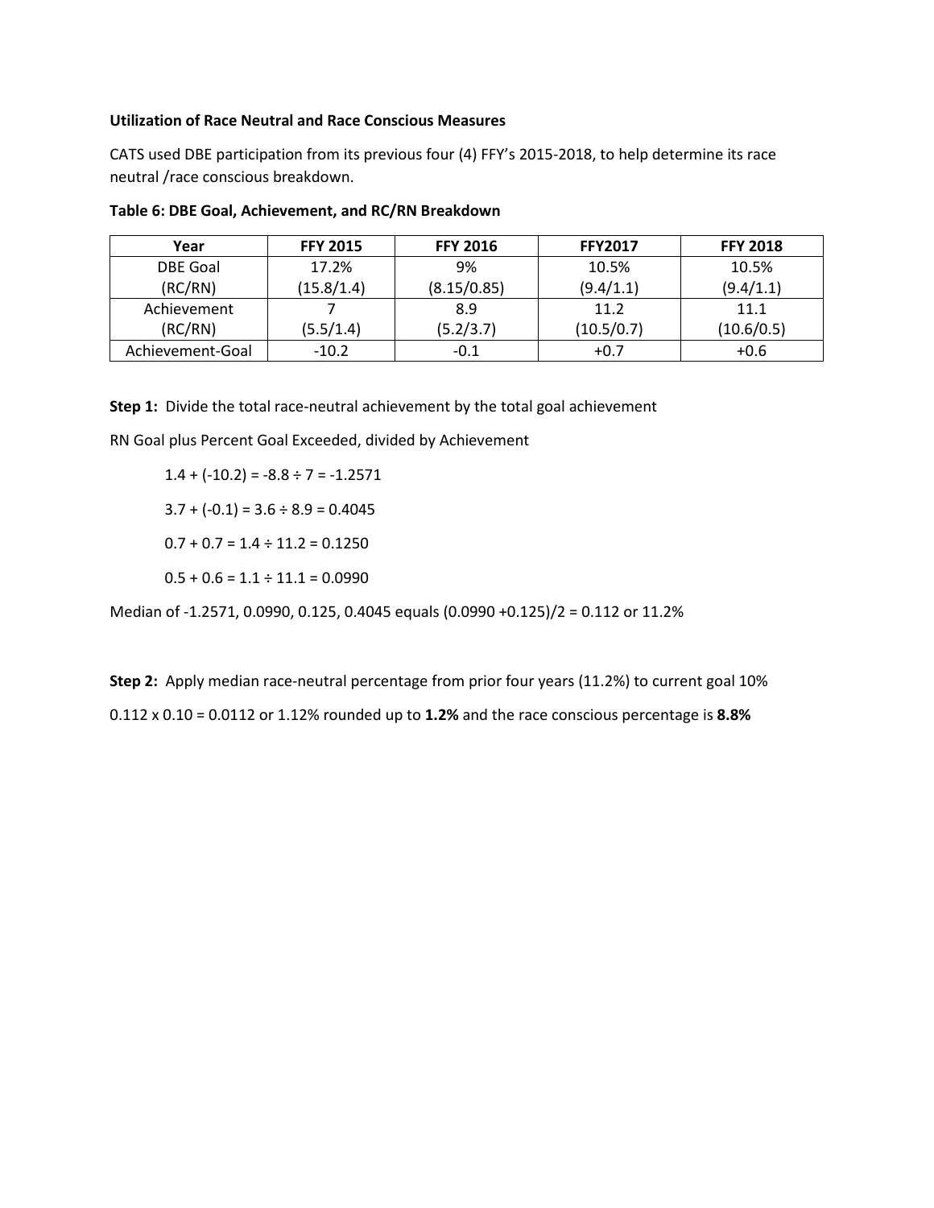**Utilization of Race Neutral and Race Conscious Measures**

CATS used DBE participation from its previous four (4) FFY's 2015-2018, to help determine its race neutral /race conscious breakdown.

**Table 6: DBE Goal, Achievement, and RC/RN Breakdown**

| Year | FFY 2015 | FFY 2016 | FFY2017 | FFY 2018 |
|---|---|---|---|---|
| DBE Goal (RC/RN) | 17.2% (15.8/1.4) | 9% (8.15/0.85) | 10.5% (9.4/1.1) | 10.5% (9.4/1.1) |
| Achievement (RC/RN) | 7 (5.5/1.4) | 8.9 (5.2/3.7) | 11.2 (10.5/0.7) | 11.1 (10.6/0.5) |
| Achievement-Goal | -10.2 | -0.1 | +0.7 | +0.6 |

**Step 1:** Divide the total race-neutral achievement by the total goal achievement

RN Goal plus Percent Goal Exceeded, divided by Achievement

$1.4 + (-10.2) = -8.8 \div 7 = -1.2571$

$3.7 + (-0.1) = 3.6 \div 8.9 = 0.4045$

$0.7 + 0.7 = 1.4 \div 11.2 = 0.1250$

$0.5 + 0.6 = 1.1 \div 11.1 = 0.0990$

Median of -1.2571, 0.0990, 0.125, 0.4045 equals (0.0990 +0.125)/2 = 0.112 or 11.2%

**Step 2:** Apply median race-neutral percentage from prior four years (11.2%) to current goal 10%

$0.112 \times 0.10 = 0.0112$ or 1.12% rounded up to **1.2%** and the race conscious percentage is **8.8%**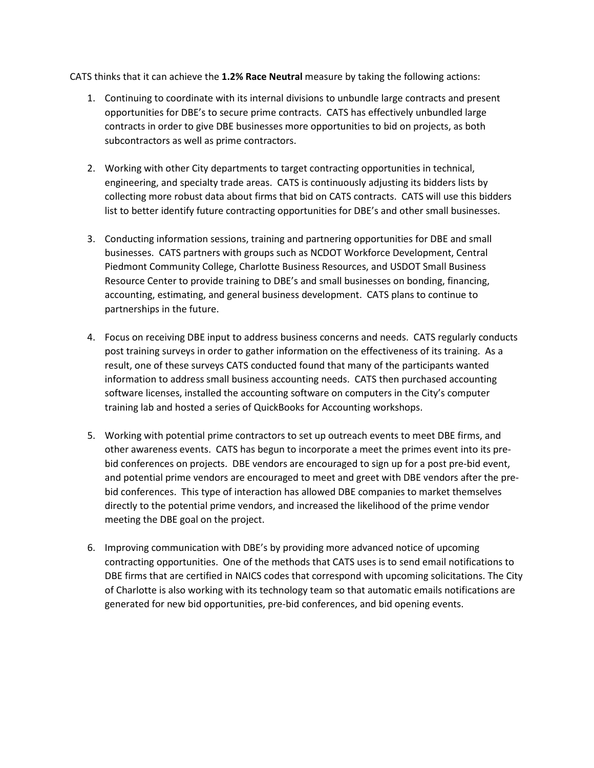CATS thinks that it can achieve the **1.2% Race Neutral** measure by taking the following actions:

1. Continuing to coordinate with its internal divisions to unbundle large contracts and present opportunities for DBE's to secure prime contracts. CATS has effectively unbundled large contracts in order to give DBE businesses more opportunities to bid on projects, as both subcontractors as well as prime contractors.

2. Working with other City departments to target contracting opportunities in technical, engineering, and specialty trade areas. CATS is continuously adjusting its bidders lists by collecting more robust data about firms that bid on CATS contracts. CATS will use this bidders list to better identify future contracting opportunities for DBE's and other small businesses.

3. Conducting information sessions, training and partnering opportunities for DBE and small businesses. CATS partners with groups such as NCDOT Workforce Development, Central Piedmont Community College, Charlotte Business Resources, and USDOT Small Business Resource Center to provide training to DBE's and small businesses on bonding, financing, accounting, estimating, and general business development. CATS plans to continue to partnerships in the future.

4. Focus on receiving DBE input to address business concerns and needs. CATS regularly conducts post training surveys in order to gather information on the effectiveness of its training. As a result, one of these surveys CATS conducted found that many of the participants wanted information to address small business accounting needs. CATS then purchased accounting software licenses, installed the accounting software on computers in the City's computer training lab and hosted a series of QuickBooks for Accounting workshops.

5. Working with potential prime contractors to set up outreach events to meet DBE firms, and other awareness events. CATS has begun to incorporate a meet the primes event into its pre-bid conferences on projects. DBE vendors are encouraged to sign up for a post pre-bid event, and potential prime vendors are encouraged to meet and greet with DBE vendors after the pre-bid conferences. This type of interaction has allowed DBE companies to market themselves directly to the potential prime vendors, and increased the likelihood of the prime vendor meeting the DBE goal on the project.

6. Improving communication with DBE's by providing more advanced notice of upcoming contracting opportunities. One of the methods that CATS uses is to send email notifications to DBE firms that are certified in NAICS codes that correspond with upcoming solicitations. The City of Charlotte is also working with its technology team so that automatic emails notifications are generated for new bid opportunities, pre-bid conferences, and bid opening events.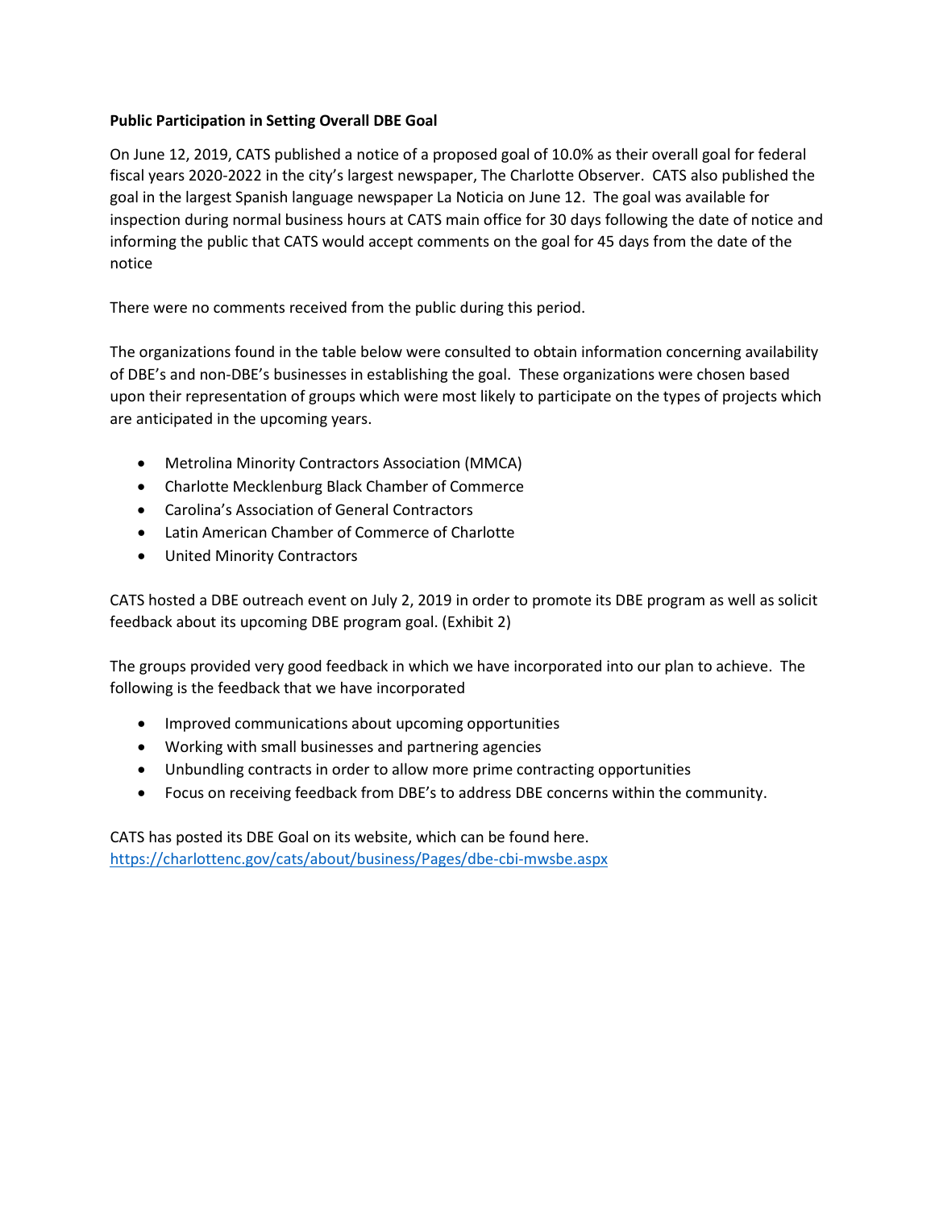**Public Participation in Setting Overall DBE Goal**

On June 12, 2019, CATS published a notice of a proposed goal of 10.0% as their overall goal for federal fiscal years 2020-2022 in the city's largest newspaper, The Charlotte Observer. CATS also published the goal in the largest Spanish language newspaper La Noticia on June 12. The goal was available for inspection during normal business hours at CATS main office for 30 days following the date of notice and informing the public that CATS would accept comments on the goal for 45 days from the date of the notice

There were no comments received from the public during this period.

The organizations found in the table below were consulted to obtain information concerning availability of DBE's and non-DBE's businesses in establishing the goal. These organizations were chosen based upon their representation of groups which were most likely to participate on the types of projects which are anticipated in the upcoming years.

- Metrolina Minority Contractors Association (MMCA)
- Charlotte Mecklenburg Black Chamber of Commerce
- Carolina's Association of General Contractors
- Latin American Chamber of Commerce of Charlotte
- United Minority Contractors

CATS hosted a DBE outreach event on July 2, 2019 in order to promote its DBE program as well as solicit feedback about its upcoming DBE program goal. (Exhibit 2)

The groups provided very good feedback in which we have incorporated into our plan to achieve. The following is the feedback that we have incorporated

- Improved communications about upcoming opportunities
- Working with small businesses and partnering agencies
- Unbundling contracts in order to allow more prime contracting opportunities
- Focus on receiving feedback from DBE's to address DBE concerns within the community.

CATS has posted its DBE Goal on its website, which can be found here.
https://charlottenc.gov/cats/about/business/Pages/dbe-cbi-mwsbe.aspx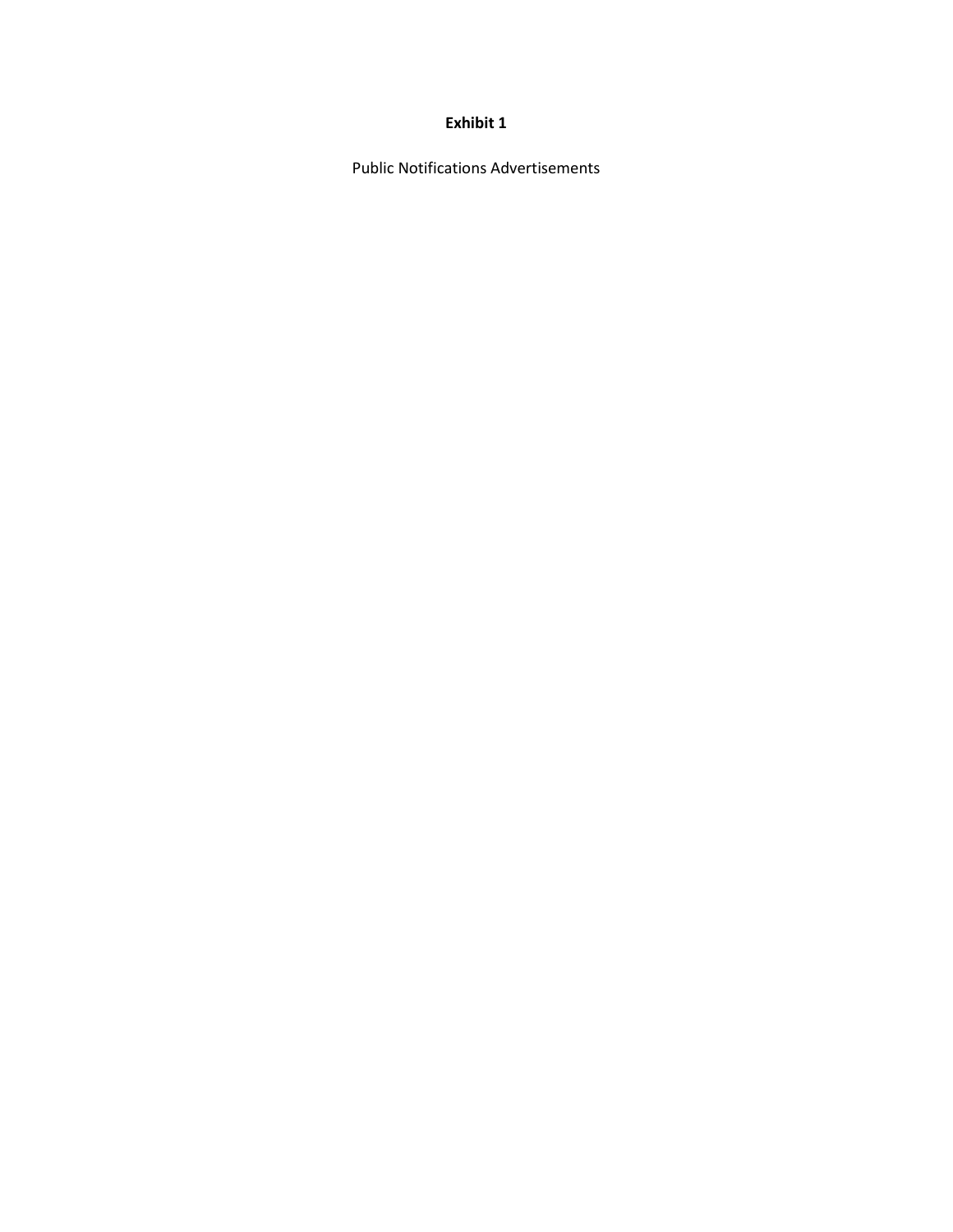**Exhibit 1**

Public Notifications Advertisements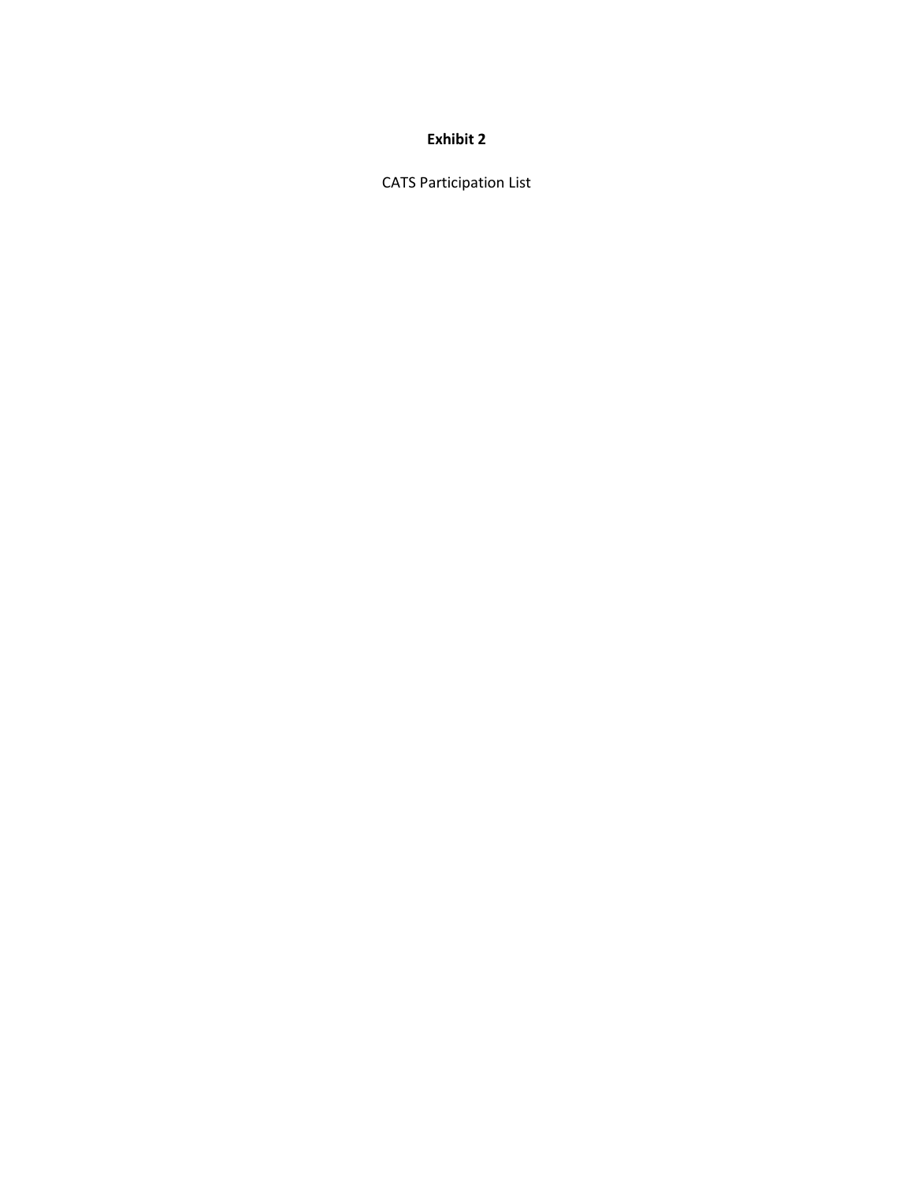**Exhibit 2**

CATS Participation List